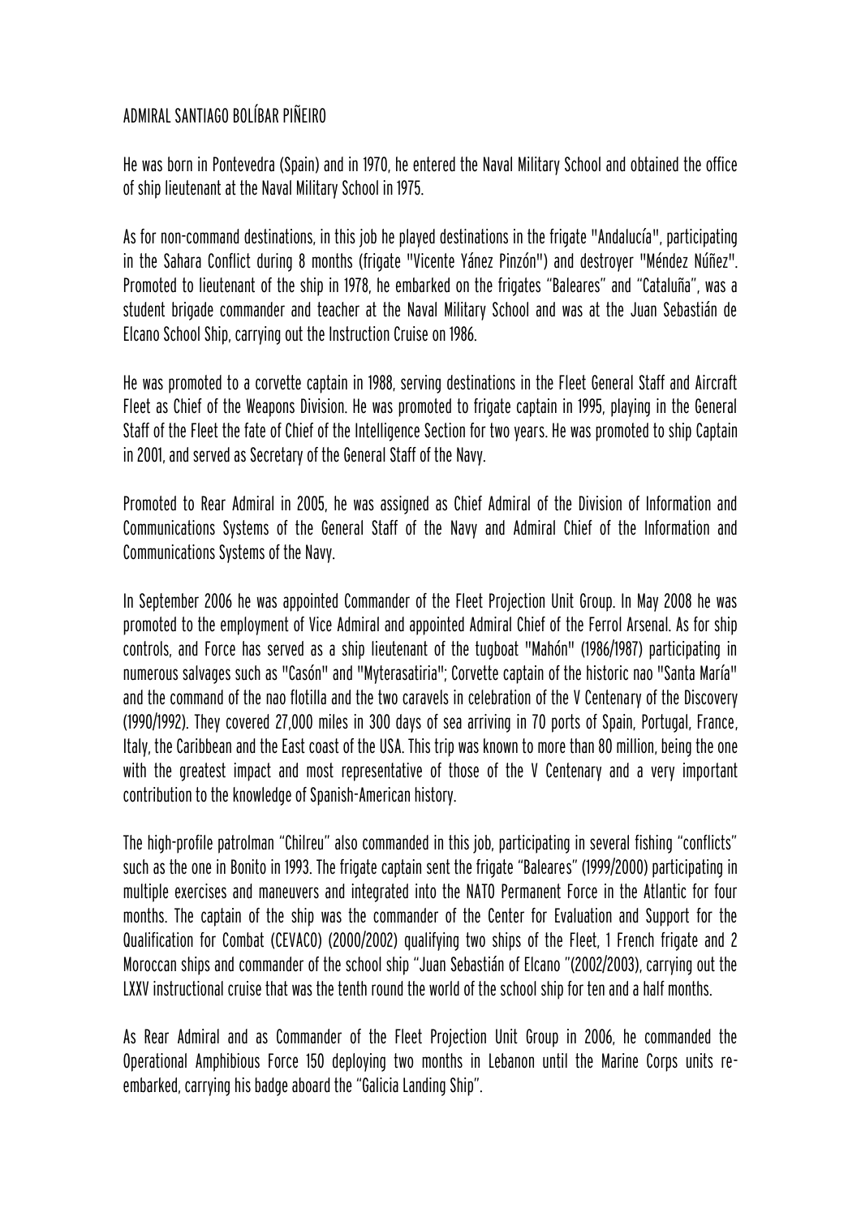# ADMIRAL SANTIAGO BOLÍBAR PIÑEIRO

He was born in Pontevedra (Spain) and in 1970, he entered the Naval Military School and obtained the office of ship lieutenant at the Naval Military School in 1975.

As for non-command destinations, in this job he played destinations in the frigate "Andalucía", participating in the Sahara Conflict during 8 months (frigate "Vicente Yánez Pinzón") and destroyer "Méndez Núñez". Promoted to lieutenant of the ship in 1978, he embarked on the frigates "Baleares" and "Cataluña", was a student brigade commander and teacher at the Naval Military School and was at the Juan Sebastián de Elcano School Ship, carrying out the Instruction Cruise on 1986.

He was promoted to a corvette captain in 1988, serving destinations in the Fleet General Staff and Aircraft Fleet as Chief of the Weapons Division. He was promoted to frigate captain in 1995, playing in the General Staff of the Fleet the fate of Chief of the Intelligence Section for two years. He was promoted to ship Captain in 2001, and served as Secretary of the General Staff of the Navy.

Promoted to Rear Admiral in 2005, he was assigned as Chief Admiral of the Division of Information and Communications Systems of the General Staff of the Navy and Admiral Chief of the Information and Communications Systems of the Navy.

In September 2006 he was appointed Commander of the Fleet Projection Unit Group. In May 2008 he was promoted to the employment of Vice Admiral and appointed Admiral Chief of the Ferrol Arsenal. As for ship controls, and Force has served as a ship lieutenant of the tugboat "Mahón" (1986/1987) participating in numerous salvages such as "Casón" and "Myterasatiria"; Corvette captain of the historic nao "Santa María" and the command of the nao flotilla and the two caravels in celebration of the V Centenary of the Discovery (1990/1992). They covered 27,000 miles in 300 days of sea arriving in 70 ports of Spain, Portugal, France, Italy, the Caribbean and the East coast of the USA. This trip was known to more than 80 million, being the one with the greatest impact and most representative of those of the V Centenary and a very important contribution to the knowledge of Spanish-American history.

The high-profile patrolman "Chilreu" also commanded in this job, participating in several fishing "conflicts" such as the one in Bonito in 1993. The frigate captain sent the frigate "Baleares" (1999/2000) participating in multiple exercises and maneuvers and integrated into the NATO Permanent Force in the Atlantic for four months. The captain of the ship was the commander of the Center for Evaluation and Support for the Qualification for Combat (CEVACO) (2000/2002) qualifying two ships of the Fleet, 1 French frigate and 2 Moroccan ships and commander of the school ship "Juan Sebastián of Elcano "(2002/2003), carrying out the LXXV instructional cruise that was the tenth round the world of the school ship for ten and a half months.

As Rear Admiral and as Commander of the Fleet Projection Unit Group in 2006, he commanded the Operational Amphibious Force 150 deploying two months in Lebanon until the Marine Corps units re-embarked, carrying his badge aboard the "Galicia Landing Ship".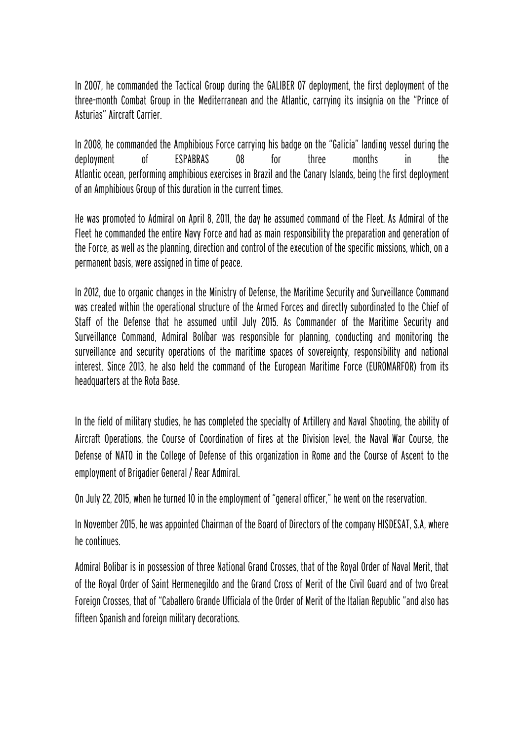In 2007, he commanded the Tactical Group during the GALIBER 07 deployment, the first deployment of the three-month Combat Group in the Mediterranean and the Atlantic, carrying its insignia on the "Prince of Asturias" Aircraft Carrier.

In 2008, he commanded the Amphibious Force carrying his badge on the "Galicia" landing vessel during the deployment of ESPABRAS 08 for three months in the Atlantic ocean, performing amphibious exercises in Brazil and the Canary Islands, being the first deployment of an Amphibious Group of this duration in the current times.

He was promoted to Admiral on April 8, 2011, the day he assumed command of the Fleet. As Admiral of the Fleet he commanded the entire Navy Force and had as main responsibility the preparation and generation of the Force, as well as the planning, direction and control of the execution of the specific missions, which, on a permanent basis, were assigned in time of peace.

In 2012, due to organic changes in the Ministry of Defense, the Maritime Security and Surveillance Command was created within the operational structure of the Armed Forces and directly subordinated to the Chief of Staff of the Defense that he assumed until July 2015. As Commander of the Maritime Security and Surveillance Command, Admiral Bolíbar was responsible for planning, conducting and monitoring the surveillance and security operations of the maritime spaces of sovereignty, responsibility and national interest. Since 2013, he also held the command of the European Maritime Force (EUROMARFOR) from its headquarters at the Rota Base.

In the field of military studies, he has completed the specialty of Artillery and Naval Shooting, the ability of Aircraft Operations, the Course of Coordination of fires at the Division level, the Naval War Course, the Defense of NATO in the College of Defense of this organization in Rome and the Course of Ascent to the employment of Brigadier General / Rear Admiral.

On July 22, 2015, when he turned 10 in the employment of "general officer," he went on the reservation.

In November 2015, he was appointed Chairman of the Board of Directors of the company HISDESAT, S.A, where he continues.

Admiral Bolibar is in possession of three National Grand Crosses, that of the Royal Order of Naval Merit, that of the Royal Order of Saint Hermenegildo and the Grand Cross of Merit of the Civil Guard and of two Great Foreign Crosses, that of "Caballero Grande Ufficiala of the Order of Merit of the Italian Republic "and also has fifteen Spanish and foreign military decorations.